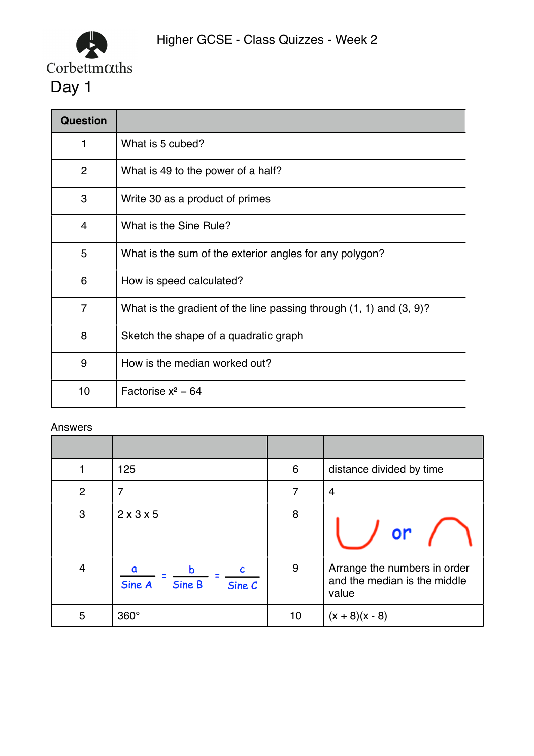Corbettmaths

# Higher GCSE - Class Quizzes - Week 2

## Day 1

| Question | |
|---|---|
| 1 | What is 5 cubed? |
| 2 | What is 49 to the power of a half? |
| 3 | Write 30 as a product of primes |
| 4 | What is the Sine Rule? |
| 5 | What is the sum of the exterior angles for any polygon? |
| 6 | How is speed calculated? |
| 7 | What is the gradient of the line passing through (1, 1) and (3, 9)? |
| 8 | Sketch the shape of a quadratic graph |
| 9 | How is the median worked out? |
| 10 | Factorise $x^2 - 64$ |

Answers

| | | | |
|---|---|---|---|
| 1 | 125 | 6 | distance divided by time |
| 2 | 7 | 7 | 4 |
| 3 | 2 x 3 x 5 | 8 | ∪ or ∩ |
| 4 | $\frac{a}{\text{Sine } A} = \frac{b}{\text{Sine } B} = \frac{c}{\text{Sine } C}$ | 9 | Arrange the numbers in order and the median is the middle value |
| 5 | 360° | 10 | (x + 8)(x - 8) |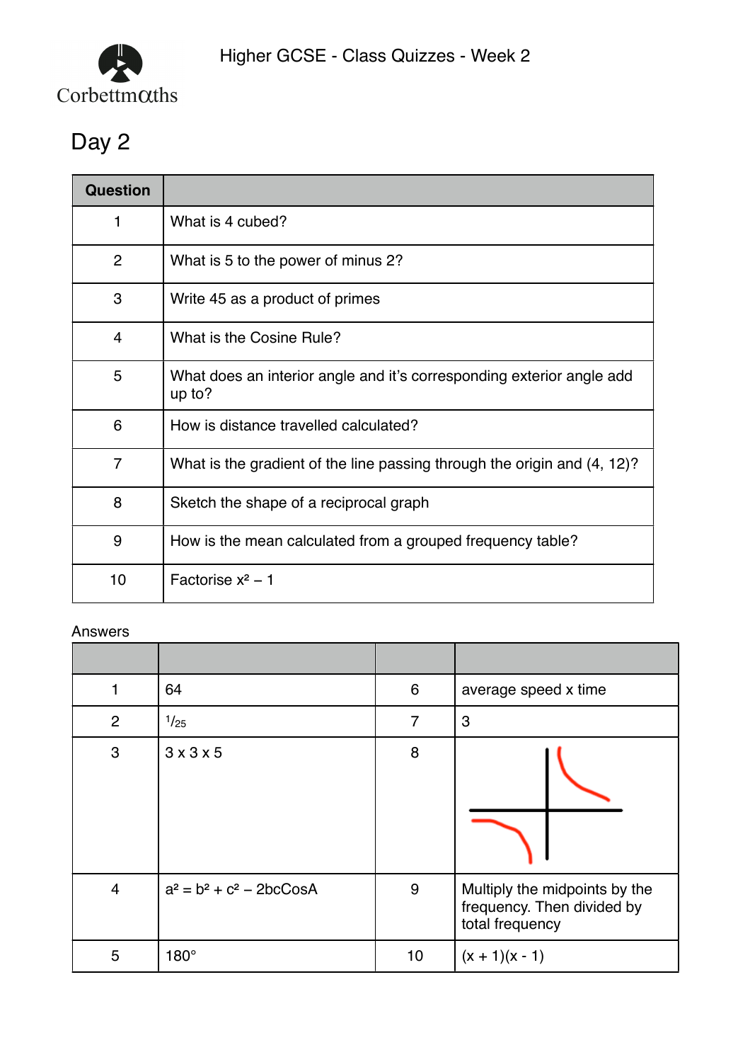Higher GCSE - Class Quizzes - Week 2

## Day 2

| Question | |
|---|---|
| 1 | What is 4 cubed? |
| 2 | What is 5 to the power of minus 2? |
| 3 | Write 45 as a product of primes |
| 4 | What is the Cosine Rule? |
| 5 | What does an interior angle and it's corresponding exterior angle add up to? |
| 6 | How is distance travelled calculated? |
| 7 | What is the gradient of the line passing through the origin and (4, 12)? |
| 8 | Sketch the shape of a reciprocal graph |
| 9 | How is the mean calculated from a grouped frequency table? |
| 10 | Factorise $x^2 - 1$ |

Answers

| | | | |
|---|---|---|---|
| 1 | 64 | 6 | average speed x time |
| 2 | $\frac{1}{25}$ | 7 | 3 |
| 3 | 3 x 3 x 5 | 8 | |
| 4 | $a^2 = b^2 + c^2 - 2bc\cos A$ | 9 | Multiply the midpoints by the frequency. Then divided by total frequency |
| 5 | 180° | 10 | $(x + 1)(x - 1)$ |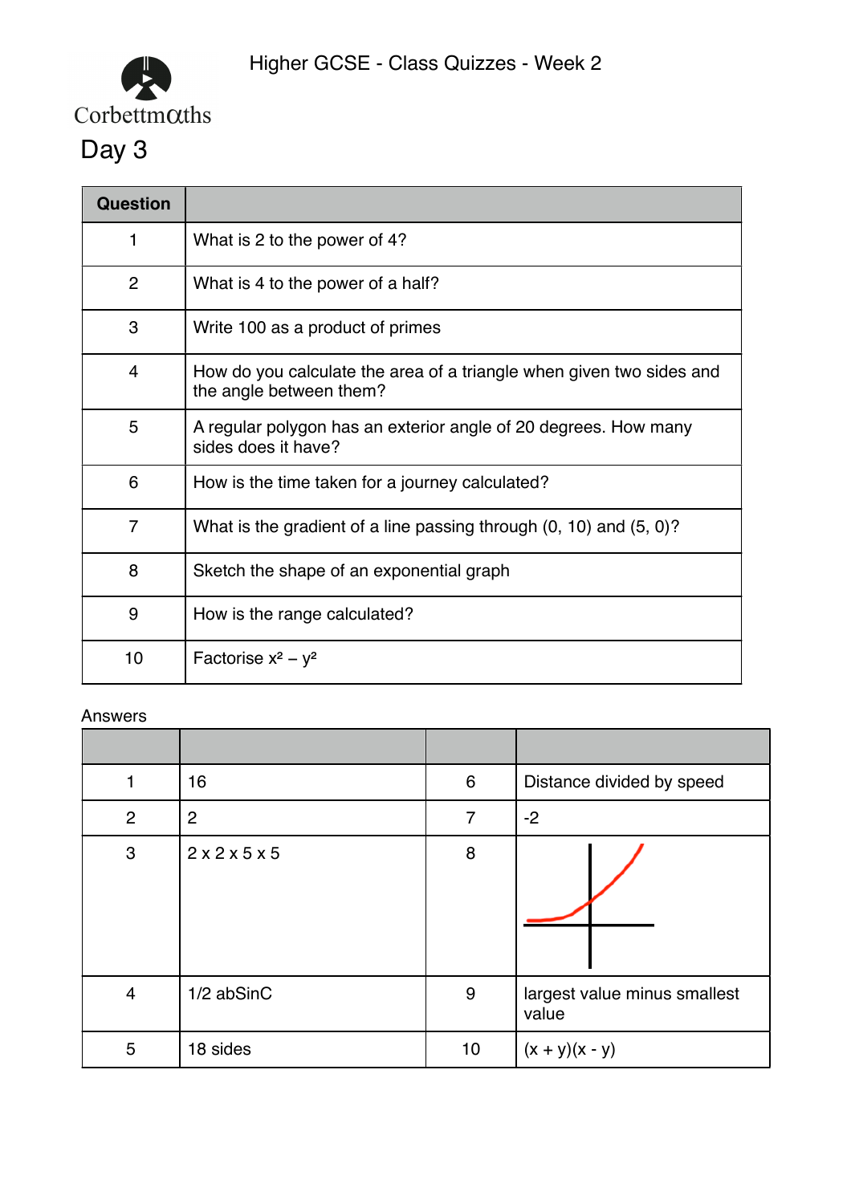Corbettmaths

Higher GCSE - Class Quizzes - Week 2

# Day 3

| Question | |
|---|---|
| 1 | What is 2 to the power of 4? |
| 2 | What is 4 to the power of a half? |
| 3 | Write 100 as a product of primes |
| 4 | How do you calculate the area of a triangle when given two sides and the angle between them? |
| 5 | A regular polygon has an exterior angle of 20 degrees. How many sides does it have? |
| 6 | How is the time taken for a journey calculated? |
| 7 | What is the gradient of a line passing through (0, 10) and (5, 0)? |
| 8 | Sketch the shape of an exponential graph |
| 9 | How is the range calculated? |
| 10 | Factorise $x^2 - y^2$ |

Answers

| | | | |
|---|---|---|---|
| 1 | 16 | 6 | Distance divided by speed |
| 2 | 2 | 7 | -2 |
| 3 | 2 x 2 x 5 x 5 | 8 | |
| 4 | 1/2 abSinC | 9 | largest value minus smallest value |
| 5 | 18 sides | 10 | $(x + y)(x - y)$ |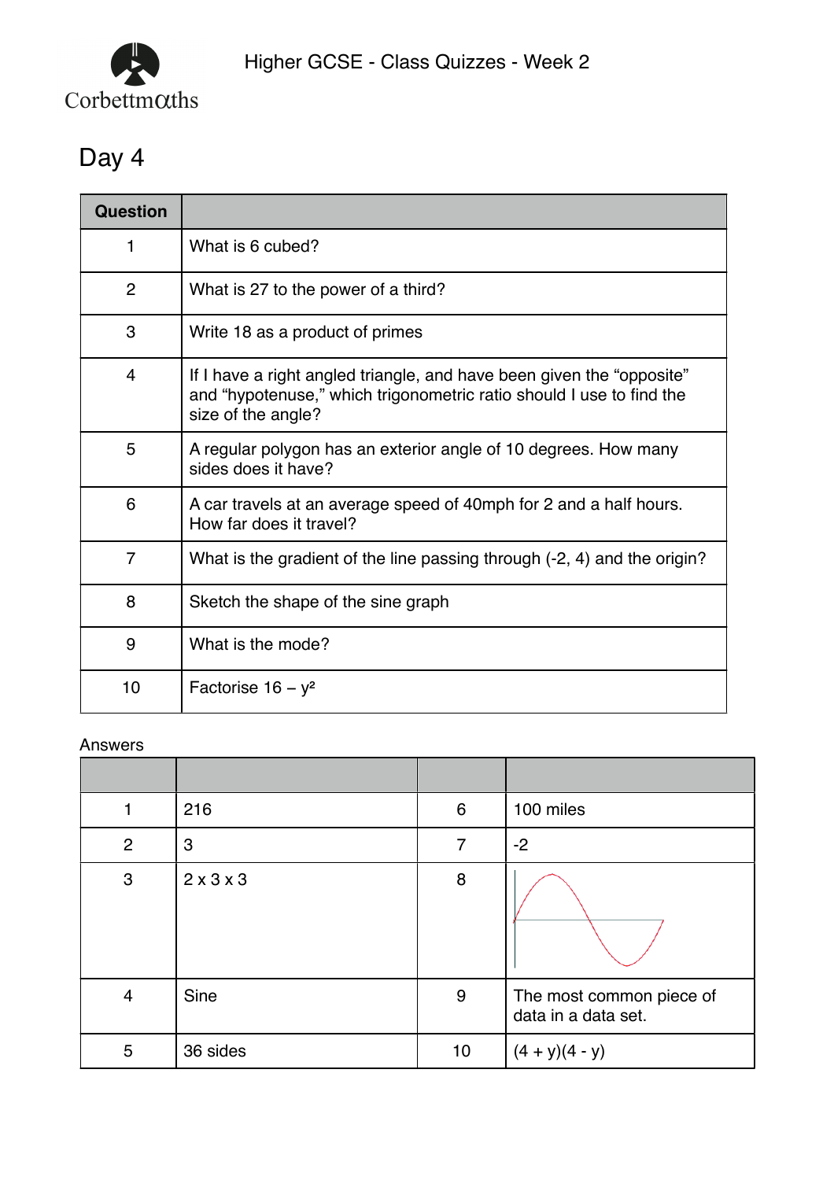Higher GCSE - Class Quizzes - Week 2

# Day 4

| Question | |
|---|---|
| 1 | What is 6 cubed? |
| 2 | What is 27 to the power of a third? |
| 3 | Write 18 as a product of primes |
| 4 | If I have a right angled triangle, and have been given the "opposite" and "hypotenuse," which trigonometric ratio should I use to find the size of the angle? |
| 5 | A regular polygon has an exterior angle of 10 degrees. How many sides does it have? |
| 6 | A car travels at an average speed of 40mph for 2 and a half hours. How far does it travel? |
| 7 | What is the gradient of the line passing through (-2, 4) and the origin? |
| 8 | Sketch the shape of the sine graph |
| 9 | What is the mode? |
| 10 | Factorise $16 - y^2$ |

Answers

| | | | |
|---|---|---|---|
| 1 | 216 | 6 | 100 miles |
| 2 | 3 | 7 | -2 |
| 3 | 2 x 3 x 3 | 8 | |
| 4 | Sine | 9 | The most common piece of data in a data set. |
| 5 | 36 sides | 10 | $(4 + y)(4 - y)$ |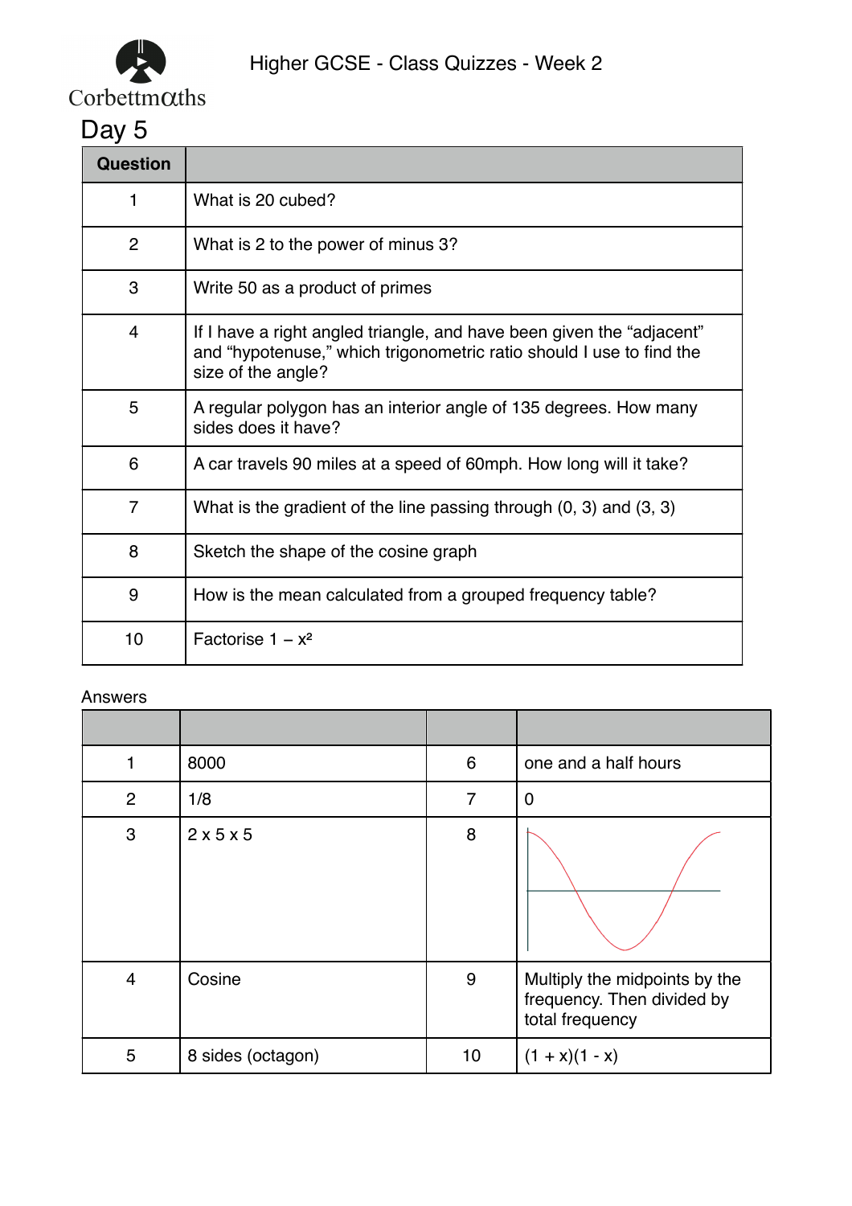Corbettmaths

Higher GCSE - Class Quizzes - Week 2

# Day 5

| Question | |
|---|---|
| 1 | What is 20 cubed? |
| 2 | What is 2 to the power of minus 3? |
| 3 | Write 50 as a product of primes |
| 4 | If I have a right angled triangle, and have been given the “adjacent” and “hypotenuse,” which trigonometric ratio should I use to find the size of the angle? |
| 5 | A regular polygon has an interior angle of 135 degrees. How many sides does it have? |
| 6 | A car travels 90 miles at a speed of 60mph. How long will it take? |
| 7 | What is the gradient of the line passing through (0, 3) and (3, 3) |
| 8 | Sketch the shape of the cosine graph |
| 9 | How is the mean calculated from a grouped frequency table? |
| 10 | Factorise $1 – x^2$ |

Answers

| | | | |
|---|---|---|---|
| 1 | 8000 | 6 | one and a half hours |
| 2 | 1/8 | 7 | 0 |
| 3 | 2 x 5 x 5 | 8 | |
| 4 | Cosine | 9 | Multiply the midpoints by the frequency. Then divided by total frequency |
| 5 | 8 sides (octagon) | 10 | $(1 + x)(1 - x)$ |